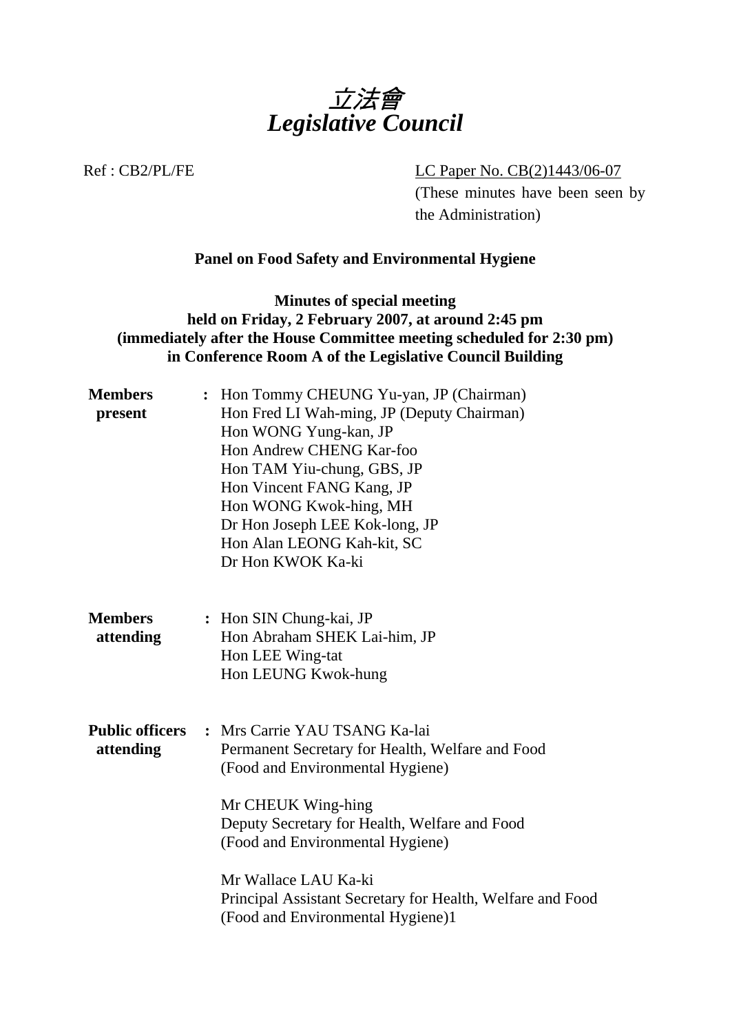# 立法會
# *Legislative Council*

Ref : CB2/PL/FE

LC Paper No. CB(2)1443/06-07

(These minutes have been seen by the Administration)

**Panel on Food Safety and Environmental Hygiene**

**Minutes of special meeting**
**held on Friday, 2 February 2007, at around 2:45 pm**
**(immediately after the House Committee meeting scheduled for 2:30 pm)**
**in Conference Room A of the Legislative Council Building**

**Members present** :
Hon Tommy CHEUNG Yu-yan, JP (Chairman)
Hon Fred LI Wah-ming, JP (Deputy Chairman)
Hon WONG Yung-kan, JP
Hon Andrew CHENG Kar-foo
Hon TAM Yiu-chung, GBS, JP
Hon Vincent FANG Kang, JP
Hon WONG Kwok-hing, MH
Dr Hon Joseph LEE Kok-long, JP
Hon Alan LEONG Kah-kit, SC
Dr Hon KWOK Ka-ki

**Members attending** :
Hon SIN Chung-kai, JP
Hon Abraham SHEK Lai-him, JP
Hon LEE Wing-tat
Hon LEUNG Kwok-hung

**Public officers attending** :
Mrs Carrie YAU TSANG Ka-lai
Permanent Secretary for Health, Welfare and Food (Food and Environmental Hygiene)

Mr CHEUK Wing-hing
Deputy Secretary for Health, Welfare and Food (Food and Environmental Hygiene)

Mr Wallace LAU Ka-ki
Principal Assistant Secretary for Health, Welfare and Food (Food and Environmental Hygiene)1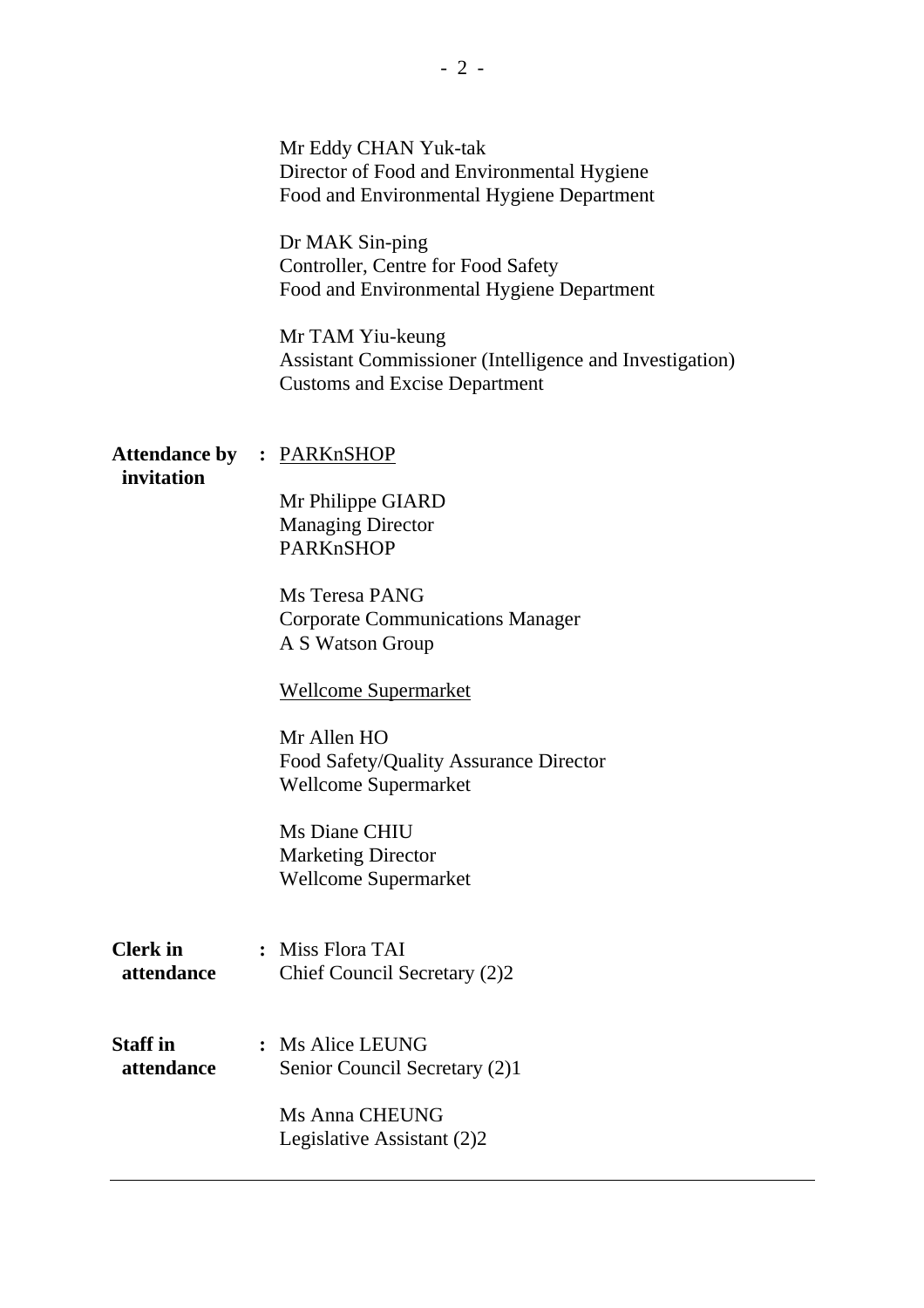Mr Eddy CHAN Yuk-tak
Director of Food and Environmental Hygiene
Food and Environmental Hygiene Department

Dr MAK Sin-ping
Controller, Centre for Food Safety
Food and Environmental Hygiene Department

Mr TAM Yiu-keung
Assistant Commissioner (Intelligence and Investigation)
Customs and Excise Department

**Attendance by invitation** : PARKnSHOP

Mr Philippe GIARD
Managing Director
PARKnSHOP

Ms Teresa PANG
Corporate Communications Manager
A S Watson Group

Wellcome Supermarket

Mr Allen HO
Food Safety/Quality Assurance Director
Wellcome Supermarket

Ms Diane CHIU
Marketing Director
Wellcome Supermarket

**Clerk in attendance** : Miss Flora TAI
Chief Council Secretary (2)2

**Staff in attendance** : Ms Alice LEUNG
Senior Council Secretary (2)1

Ms Anna CHEUNG
Legislative Assistant (2)2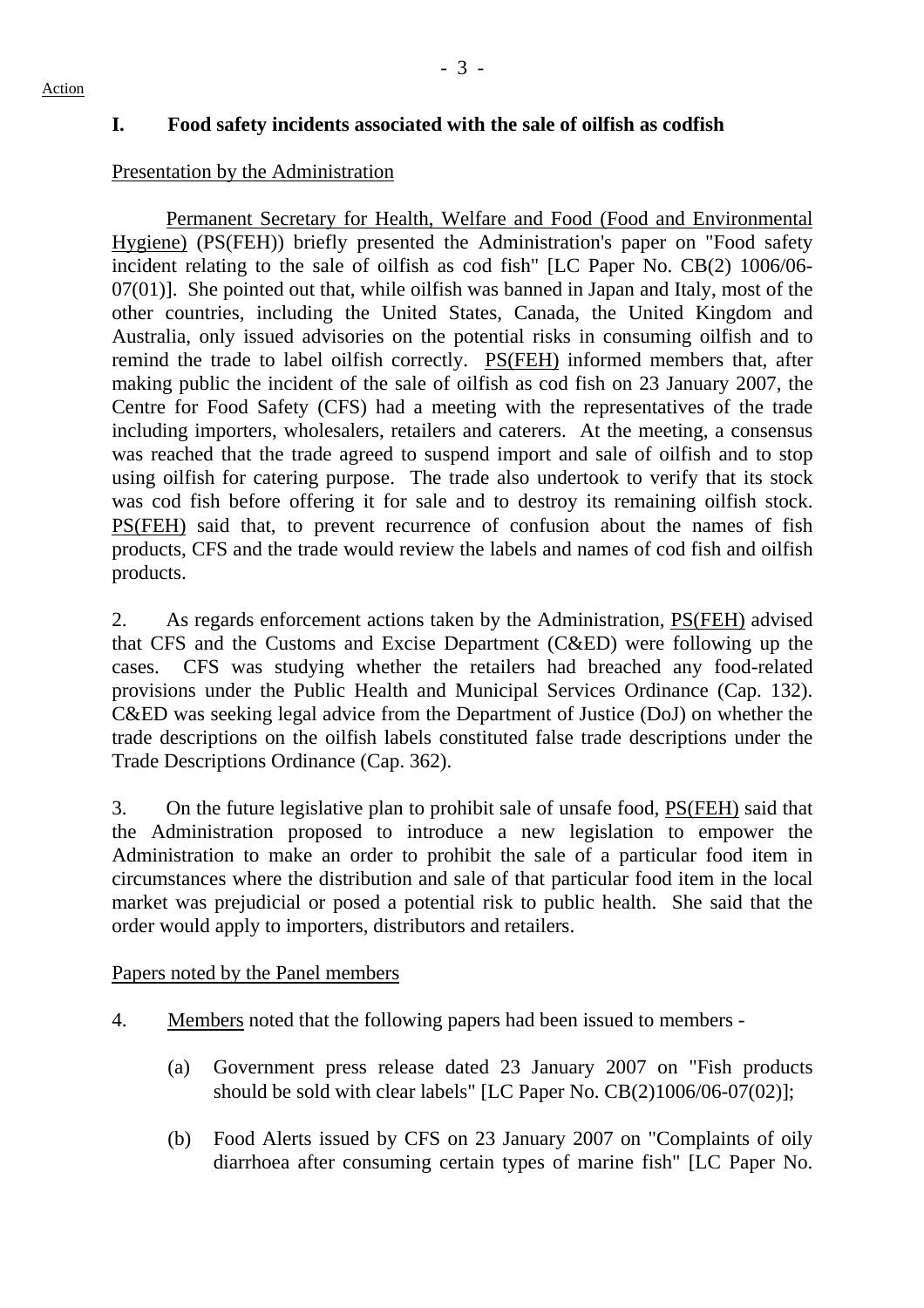Action

## I. Food safety incidents associated with the sale of oilfish as codfish

Presentation by the Administration

Permanent Secretary for Health, Welfare and Food (Food and Environmental Hygiene) (PS(FEH)) briefly presented the Administration's paper on "Food safety incident relating to the sale of oilfish as cod fish" [LC Paper No. CB(2) 1006/06-07(01)]. She pointed out that, while oilfish was banned in Japan and Italy, most of the other countries, including the United States, Canada, the United Kingdom and Australia, only issued advisories on the potential risks in consuming oilfish and to remind the trade to label oilfish correctly. PS(FEH) informed members that, after making public the incident of the sale of oilfish as cod fish on 23 January 2007, the Centre for Food Safety (CFS) had a meeting with the representatives of the trade including importers, wholesalers, retailers and caterers. At the meeting, a consensus was reached that the trade agreed to suspend import and sale of oilfish and to stop using oilfish for catering purpose. The trade also undertook to verify that its stock was cod fish before offering it for sale and to destroy its remaining oilfish stock. PS(FEH) said that, to prevent recurrence of confusion about the names of fish products, CFS and the trade would review the labels and names of cod fish and oilfish products.

2. As regards enforcement actions taken by the Administration, PS(FEH) advised that CFS and the Customs and Excise Department (C&ED) were following up the cases. CFS was studying whether the retailers had breached any food-related provisions under the Public Health and Municipal Services Ordinance (Cap. 132). C&ED was seeking legal advice from the Department of Justice (DoJ) on whether the trade descriptions on the oilfish labels constituted false trade descriptions under the Trade Descriptions Ordinance (Cap. 362).

3. On the future legislative plan to prohibit sale of unsafe food, PS(FEH) said that the Administration proposed to introduce a new legislation to empower the Administration to make an order to prohibit the sale of a particular food item in circumstances where the distribution and sale of that particular food item in the local market was prejudicial or posed a potential risk to public health. She said that the order would apply to importers, distributors and retailers.

Papers noted by the Panel members

4. Members noted that the following papers had been issued to members -

(a) Government press release dated 23 January 2007 on "Fish products should be sold with clear labels" [LC Paper No. CB(2)1006/06-07(02)];

(b) Food Alerts issued by CFS on 23 January 2007 on "Complaints of oily diarrhoea after consuming certain types of marine fish" [LC Paper No.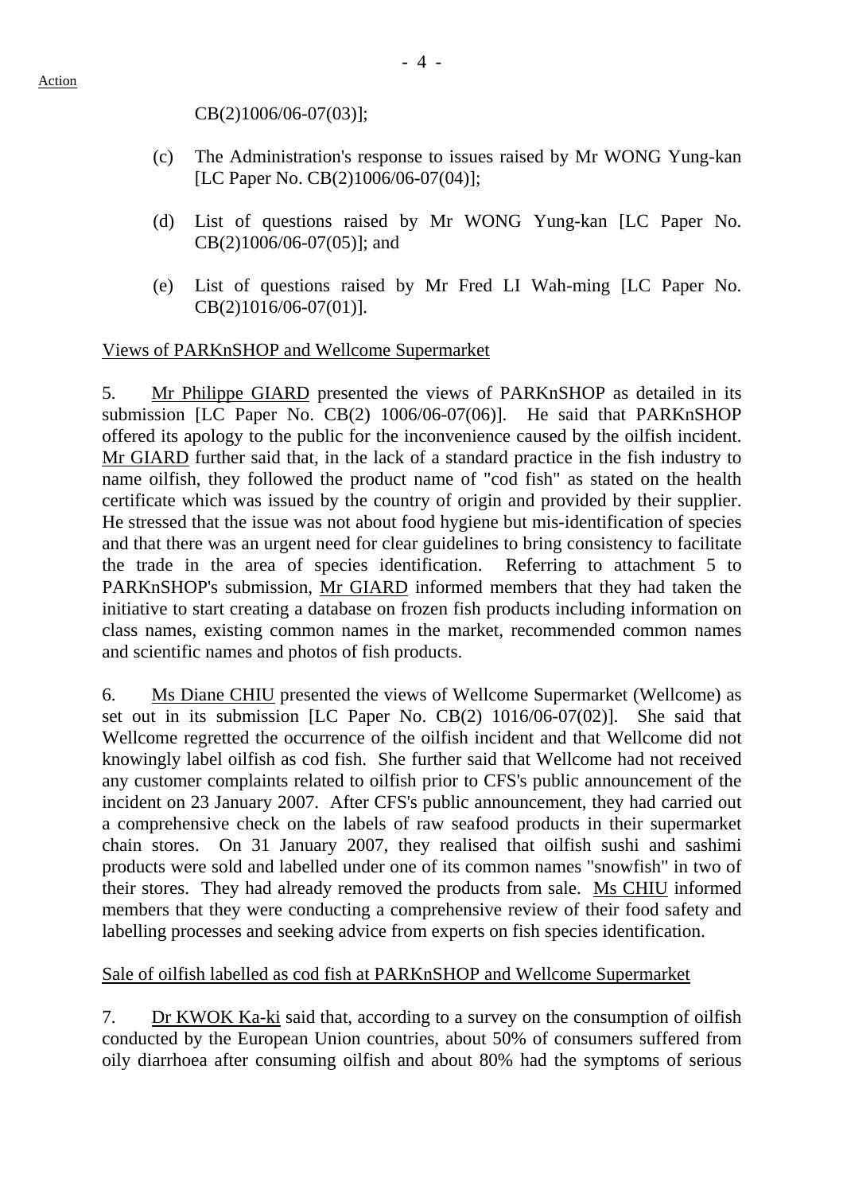CB(2)1006/06-07(03)];

(c) The Administration's response to issues raised by Mr WONG Yung-kan [LC Paper No. CB(2)1006/06-07(04)];

(d) List of questions raised by Mr WONG Yung-kan [LC Paper No. CB(2)1006/06-07(05)]; and

(e) List of questions raised by Mr Fred LI Wah-ming [LC Paper No. CB(2)1016/06-07(01)].

Views of PARKnSHOP and Wellcome Supermarket

5. Mr Philippe GIARD presented the views of PARKnSHOP as detailed in its submission [LC Paper No. CB(2) 1006/06-07(06)]. He said that PARKnSHOP offered its apology to the public for the inconvenience caused by the oilfish incident. Mr GIARD further said that, in the lack of a standard practice in the fish industry to name oilfish, they followed the product name of "cod fish" as stated on the health certificate which was issued by the country of origin and provided by their supplier. He stressed that the issue was not about food hygiene but mis-identification of species and that there was an urgent need for clear guidelines to bring consistency to facilitate the trade in the area of species identification. Referring to attachment 5 to PARKnSHOP's submission, Mr GIARD informed members that they had taken the initiative to start creating a database on frozen fish products including information on class names, existing common names in the market, recommended common names and scientific names and photos of fish products.

6. Ms Diane CHIU presented the views of Wellcome Supermarket (Wellcome) as set out in its submission [LC Paper No. CB(2) 1016/06-07(02)]. She said that Wellcome regretted the occurrence of the oilfish incident and that Wellcome did not knowingly label oilfish as cod fish. She further said that Wellcome had not received any customer complaints related to oilfish prior to CFS's public announcement of the incident on 23 January 2007. After CFS's public announcement, they had carried out a comprehensive check on the labels of raw seafood products in their supermarket chain stores. On 31 January 2007, they realised that oilfish sushi and sashimi products were sold and labelled under one of its common names "snowfish" in two of their stores. They had already removed the products from sale. Ms CHIU informed members that they were conducting a comprehensive review of their food safety and labelling processes and seeking advice from experts on fish species identification.

Sale of oilfish labelled as cod fish at PARKnSHOP and Wellcome Supermarket

7. Dr KWOK Ka-ki said that, according to a survey on the consumption of oilfish conducted by the European Union countries, about 50% of consumers suffered from oily diarrhoea after consuming oilfish and about 80% had the symptoms of serious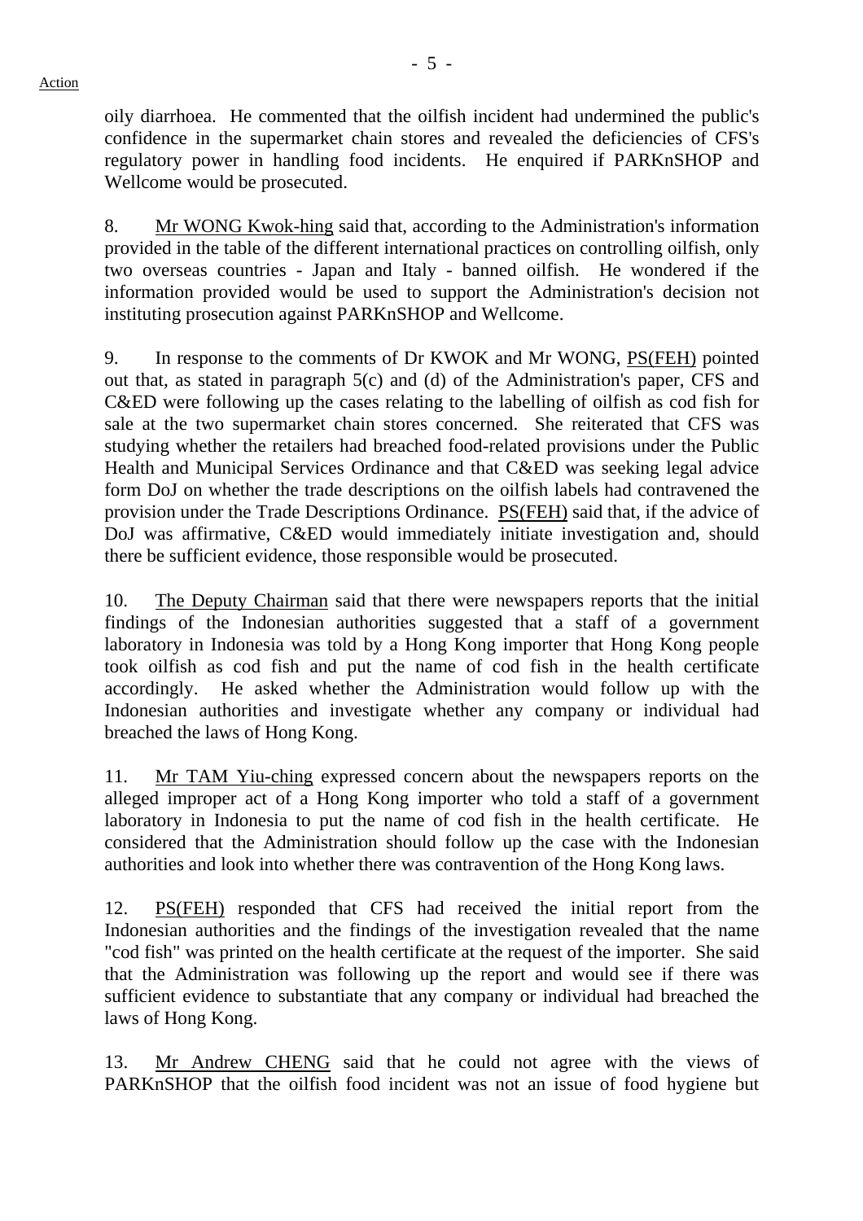oily diarrhoea. He commented that the oilfish incident had undermined the public's confidence in the supermarket chain stores and revealed the deficiencies of CFS's regulatory power in handling food incidents. He enquired if PARKnSHOP and Wellcome would be prosecuted.

8. Mr WONG Kwok-hing said that, according to the Administration's information provided in the table of the different international practices on controlling oilfish, only two overseas countries - Japan and Italy - banned oilfish. He wondered if the information provided would be used to support the Administration's decision not instituting prosecution against PARKnSHOP and Wellcome.

9. In response to the comments of Dr KWOK and Mr WONG, PS(FEH) pointed out that, as stated in paragraph 5(c) and (d) of the Administration's paper, CFS and C&ED were following up the cases relating to the labelling of oilfish as cod fish for sale at the two supermarket chain stores concerned. She reiterated that CFS was studying whether the retailers had breached food-related provisions under the Public Health and Municipal Services Ordinance and that C&ED was seeking legal advice form DoJ on whether the trade descriptions on the oilfish labels had contravened the provision under the Trade Descriptions Ordinance. PS(FEH) said that, if the advice of DoJ was affirmative, C&ED would immediately initiate investigation and, should there be sufficient evidence, those responsible would be prosecuted.

10. The Deputy Chairman said that there were newspapers reports that the initial findings of the Indonesian authorities suggested that a staff of a government laboratory in Indonesia was told by a Hong Kong importer that Hong Kong people took oilfish as cod fish and put the name of cod fish in the health certificate accordingly. He asked whether the Administration would follow up with the Indonesian authorities and investigate whether any company or individual had breached the laws of Hong Kong.

11. Mr TAM Yiu-ching expressed concern about the newspapers reports on the alleged improper act of a Hong Kong importer who told a staff of a government laboratory in Indonesia to put the name of cod fish in the health certificate. He considered that the Administration should follow up the case with the Indonesian authorities and look into whether there was contravention of the Hong Kong laws.

12. PS(FEH) responded that CFS had received the initial report from the Indonesian authorities and the findings of the investigation revealed that the name "cod fish" was printed on the health certificate at the request of the importer. She said that the Administration was following up the report and would see if there was sufficient evidence to substantiate that any company or individual had breached the laws of Hong Kong.

13. Mr Andrew CHENG said that he could not agree with the views of PARKnSHOP that the oilfish food incident was not an issue of food hygiene but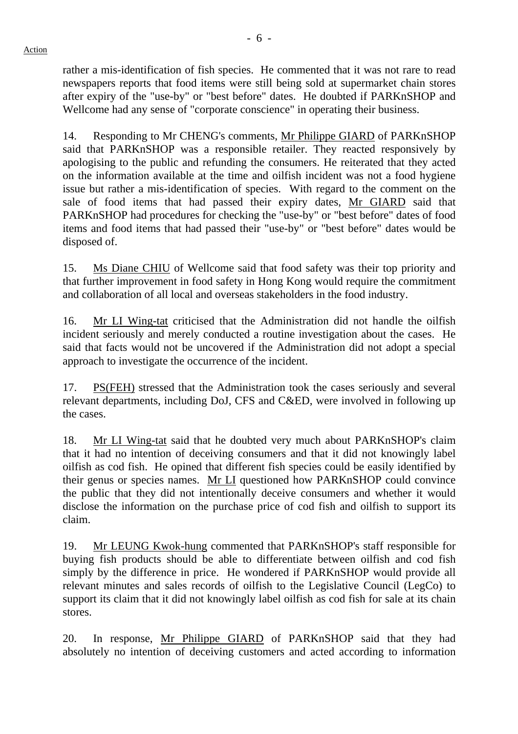rather a mis-identification of fish species. He commented that it was not rare to read newspapers reports that food items were still being sold at supermarket chain stores after expiry of the "use-by" or "best before" dates. He doubted if PARKnSHOP and Wellcome had any sense of "corporate conscience" in operating their business.

14. Responding to Mr CHENG's comments, Mr Philippe GIARD of PARKnSHOP said that PARKnSHOP was a responsible retailer. They reacted responsively by apologising to the public and refunding the consumers. He reiterated that they acted on the information available at the time and oilfish incident was not a food hygiene issue but rather a mis-identification of species. With regard to the comment on the sale of food items that had passed their expiry dates, Mr GIARD said that PARKnSHOP had procedures for checking the "use-by" or "best before" dates of food items and food items that had passed their "use-by" or "best before" dates would be disposed of.

15. Ms Diane CHIU of Wellcome said that food safety was their top priority and that further improvement in food safety in Hong Kong would require the commitment and collaboration of all local and overseas stakeholders in the food industry.

16. Mr LI Wing-tat criticised that the Administration did not handle the oilfish incident seriously and merely conducted a routine investigation about the cases. He said that facts would not be uncovered if the Administration did not adopt a special approach to investigate the occurrence of the incident.

17. PS(FEH) stressed that the Administration took the cases seriously and several relevant departments, including DoJ, CFS and C&ED, were involved in following up the cases.

18. Mr LI Wing-tat said that he doubted very much about PARKnSHOP's claim that it had no intention of deceiving consumers and that it did not knowingly label oilfish as cod fish. He opined that different fish species could be easily identified by their genus or species names. Mr LI questioned how PARKnSHOP could convince the public that they did not intentionally deceive consumers and whether it would disclose the information on the purchase price of cod fish and oilfish to support its claim.

19. Mr LEUNG Kwok-hung commented that PARKnSHOP's staff responsible for buying fish products should be able to differentiate between oilfish and cod fish simply by the difference in price. He wondered if PARKnSHOP would provide all relevant minutes and sales records of oilfish to the Legislative Council (LegCo) to support its claim that it did not knowingly label oilfish as cod fish for sale at its chain stores.

20. In response, Mr Philippe GIARD of PARKnSHOP said that they had absolutely no intention of deceiving customers and acted according to information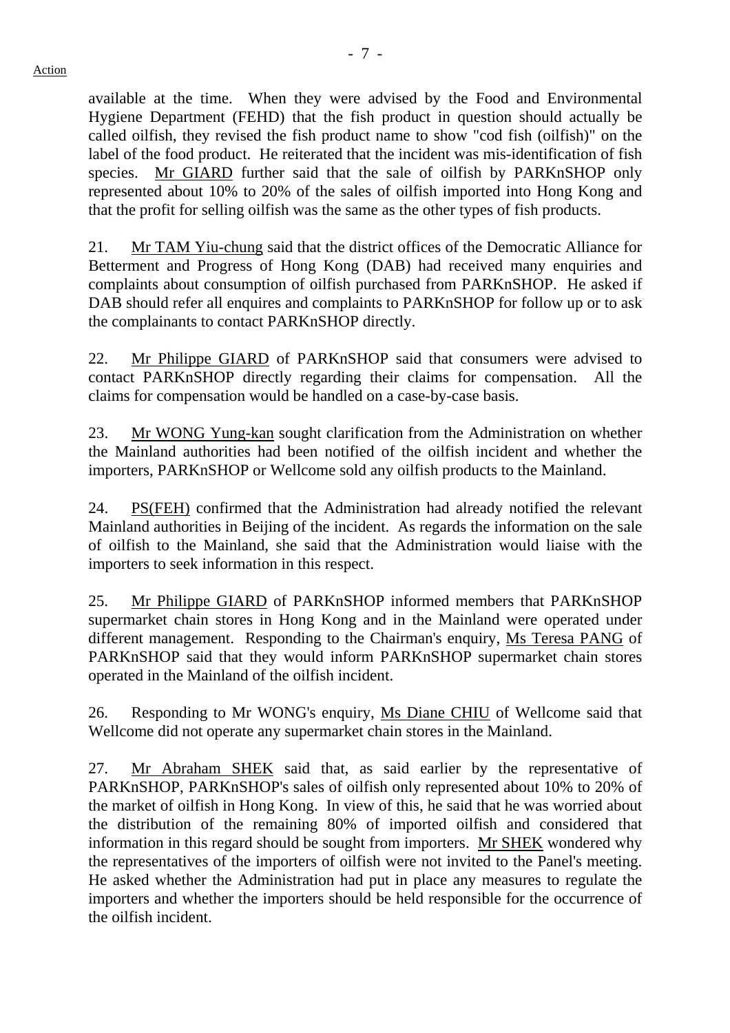available at the time. When they were advised by the Food and Environmental Hygiene Department (FEHD) that the fish product in question should actually be called oilfish, they revised the fish product name to show "cod fish (oilfish)" on the label of the food product. He reiterated that the incident was mis-identification of fish species. Mr GIARD further said that the sale of oilfish by PARKnSHOP only represented about 10% to 20% of the sales of oilfish imported into Hong Kong and that the profit for selling oilfish was the same as the other types of fish products.

21. Mr TAM Yiu-chung said that the district offices of the Democratic Alliance for Betterment and Progress of Hong Kong (DAB) had received many enquiries and complaints about consumption of oilfish purchased from PARKnSHOP. He asked if DAB should refer all enquires and complaints to PARKnSHOP for follow up or to ask the complainants to contact PARKnSHOP directly.

22. Mr Philippe GIARD of PARKnSHOP said that consumers were advised to contact PARKnSHOP directly regarding their claims for compensation. All the claims for compensation would be handled on a case-by-case basis.

23. Mr WONG Yung-kan sought clarification from the Administration on whether the Mainland authorities had been notified of the oilfish incident and whether the importers, PARKnSHOP or Wellcome sold any oilfish products to the Mainland.

24. PS(FEH) confirmed that the Administration had already notified the relevant Mainland authorities in Beijing of the incident. As regards the information on the sale of oilfish to the Mainland, she said that the Administration would liaise with the importers to seek information in this respect.

25. Mr Philippe GIARD of PARKnSHOP informed members that PARKnSHOP supermarket chain stores in Hong Kong and in the Mainland were operated under different management. Responding to the Chairman's enquiry, Ms Teresa PANG of PARKnSHOP said that they would inform PARKnSHOP supermarket chain stores operated in the Mainland of the oilfish incident.

26. Responding to Mr WONG's enquiry, Ms Diane CHIU of Wellcome said that Wellcome did not operate any supermarket chain stores in the Mainland.

27. Mr Abraham SHEK said that, as said earlier by the representative of PARKnSHOP, PARKnSHOP's sales of oilfish only represented about 10% to 20% of the market of oilfish in Hong Kong. In view of this, he said that he was worried about the distribution of the remaining 80% of imported oilfish and considered that information in this regard should be sought from importers. Mr SHEK wondered why the representatives of the importers of oilfish were not invited to the Panel's meeting. He asked whether the Administration had put in place any measures to regulate the importers and whether the importers should be held responsible for the occurrence of the oilfish incident.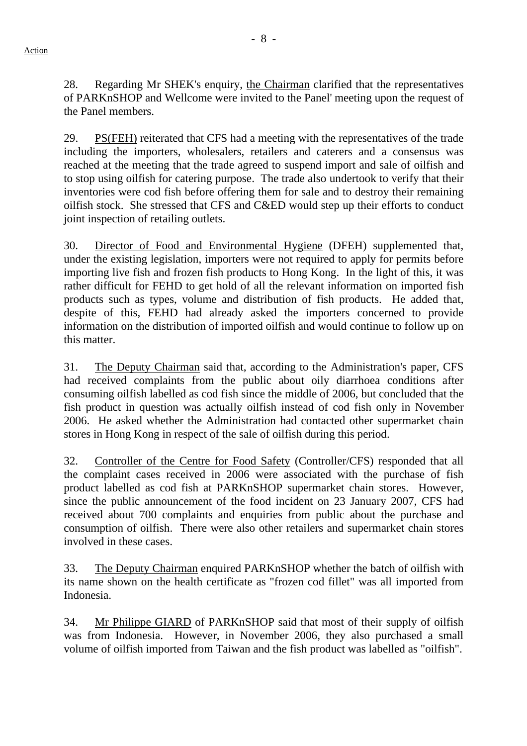28. Regarding Mr SHEK's enquiry, the Chairman clarified that the representatives of PARKnSHOP and Wellcome were invited to the Panel' meeting upon the request of the Panel members.

29. PS(FEH) reiterated that CFS had a meeting with the representatives of the trade including the importers, wholesalers, retailers and caterers and a consensus was reached at the meeting that the trade agreed to suspend import and sale of oilfish and to stop using oilfish for catering purpose. The trade also undertook to verify that their inventories were cod fish before offering them for sale and to destroy their remaining oilfish stock. She stressed that CFS and C&ED would step up their efforts to conduct joint inspection of retailing outlets.

30. Director of Food and Environmental Hygiene (DFEH) supplemented that, under the existing legislation, importers were not required to apply for permits before importing live fish and frozen fish products to Hong Kong. In the light of this, it was rather difficult for FEHD to get hold of all the relevant information on imported fish products such as types, volume and distribution of fish products. He added that, despite of this, FEHD had already asked the importers concerned to provide information on the distribution of imported oilfish and would continue to follow up on this matter.

31. The Deputy Chairman said that, according to the Administration's paper, CFS had received complaints from the public about oily diarrhoea conditions after consuming oilfish labelled as cod fish since the middle of 2006, but concluded that the fish product in question was actually oilfish instead of cod fish only in November 2006. He asked whether the Administration had contacted other supermarket chain stores in Hong Kong in respect of the sale of oilfish during this period.

32. Controller of the Centre for Food Safety (Controller/CFS) responded that all the complaint cases received in 2006 were associated with the purchase of fish product labelled as cod fish at PARKnSHOP supermarket chain stores. However, since the public announcement of the food incident on 23 January 2007, CFS had received about 700 complaints and enquiries from public about the purchase and consumption of oilfish. There were also other retailers and supermarket chain stores involved in these cases.

33. The Deputy Chairman enquired PARKnSHOP whether the batch of oilfish with its name shown on the health certificate as "frozen cod fillet" was all imported from Indonesia.

34. Mr Philippe GIARD of PARKnSHOP said that most of their supply of oilfish was from Indonesia. However, in November 2006, they also purchased a small volume of oilfish imported from Taiwan and the fish product was labelled as "oilfish".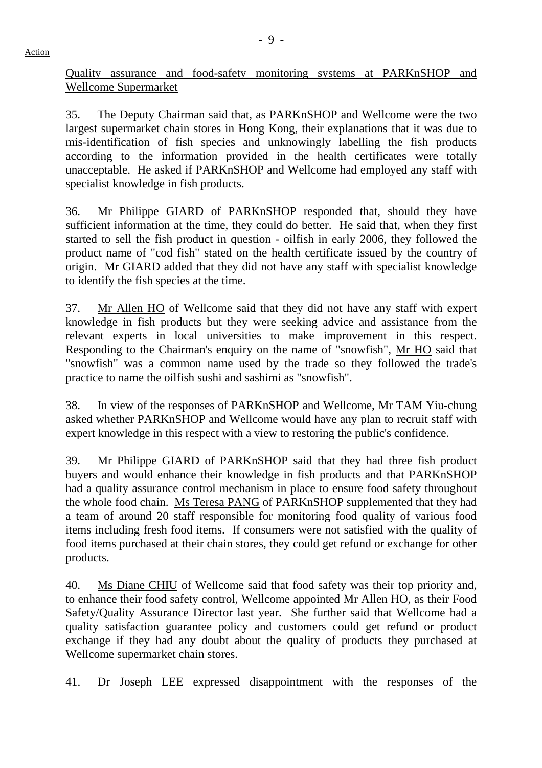Quality assurance and food-safety monitoring systems at PARKnSHOP and Wellcome Supermarket

35. The Deputy Chairman said that, as PARKnSHOP and Wellcome were the two largest supermarket chain stores in Hong Kong, their explanations that it was due to mis-identification of fish species and unknowingly labelling the fish products according to the information provided in the health certificates were totally unacceptable. He asked if PARKnSHOP and Wellcome had employed any staff with specialist knowledge in fish products.

36. Mr Philippe GIARD of PARKnSHOP responded that, should they have sufficient information at the time, they could do better. He said that, when they first started to sell the fish product in question - oilfish in early 2006, they followed the product name of "cod fish" stated on the health certificate issued by the country of origin. Mr GIARD added that they did not have any staff with specialist knowledge to identify the fish species at the time.

37. Mr Allen HO of Wellcome said that they did not have any staff with expert knowledge in fish products but they were seeking advice and assistance from the relevant experts in local universities to make improvement in this respect. Responding to the Chairman's enquiry on the name of "snowfish", Mr HO said that "snowfish" was a common name used by the trade so they followed the trade's practice to name the oilfish sushi and sashimi as "snowfish".

38. In view of the responses of PARKnSHOP and Wellcome, Mr TAM Yiu-chung asked whether PARKnSHOP and Wellcome would have any plan to recruit staff with expert knowledge in this respect with a view to restoring the public's confidence.

39. Mr Philippe GIARD of PARKnSHOP said that they had three fish product buyers and would enhance their knowledge in fish products and that PARKnSHOP had a quality assurance control mechanism in place to ensure food safety throughout the whole food chain. Ms Teresa PANG of PARKnSHOP supplemented that they had a team of around 20 staff responsible for monitoring food quality of various food items including fresh food items. If consumers were not satisfied with the quality of food items purchased at their chain stores, they could get refund or exchange for other products.

40. Ms Diane CHIU of Wellcome said that food safety was their top priority and, to enhance their food safety control, Wellcome appointed Mr Allen HO, as their Food Safety/Quality Assurance Director last year. She further said that Wellcome had a quality satisfaction guarantee policy and customers could get refund or product exchange if they had any doubt about the quality of products they purchased at Wellcome supermarket chain stores.

41. Dr Joseph LEE expressed disappointment with the responses of the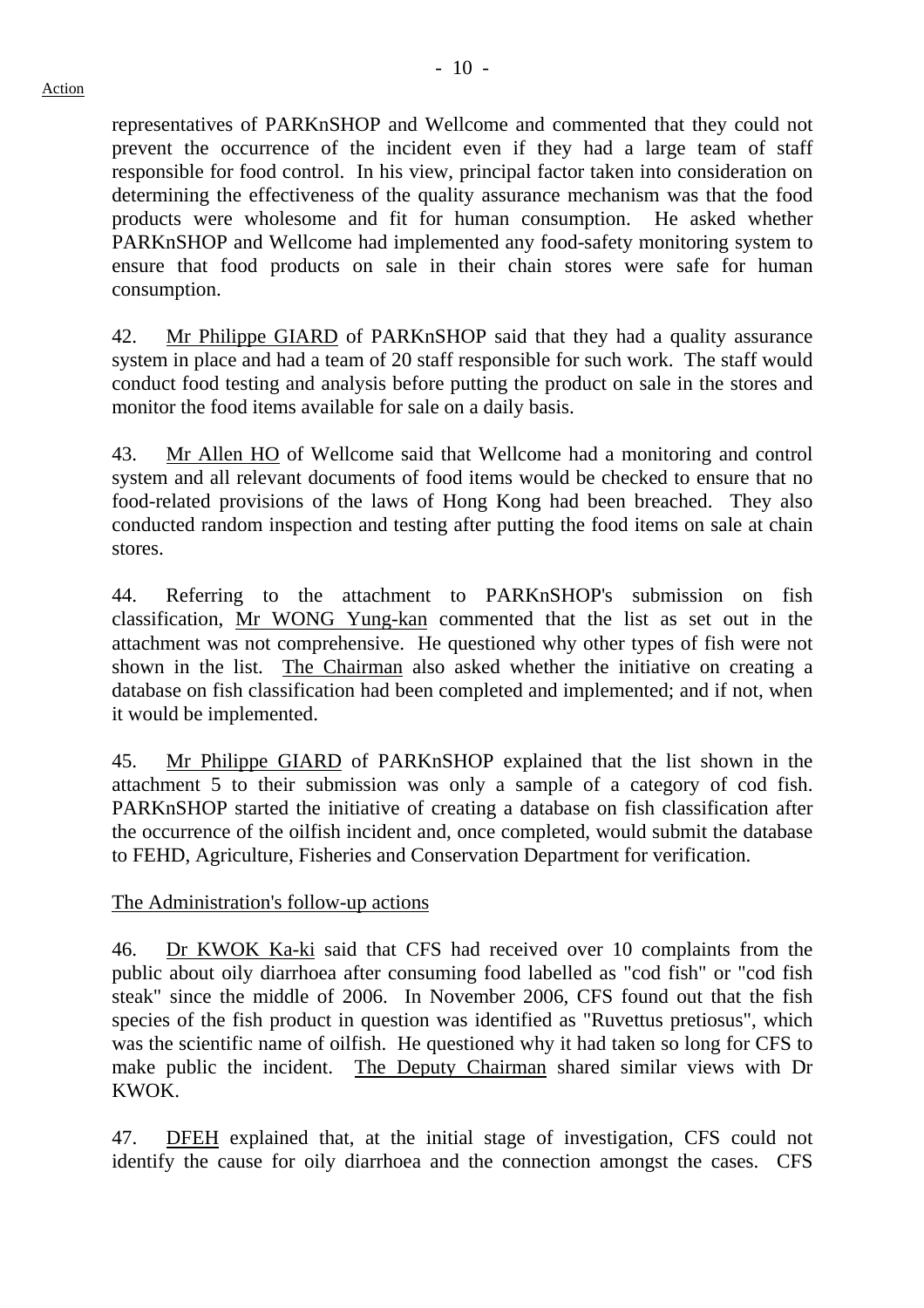representatives of PARKnSHOP and Wellcome and commented that they could not prevent the occurrence of the incident even if they had a large team of staff responsible for food control. In his view, principal factor taken into consideration on determining the effectiveness of the quality assurance mechanism was that the food products were wholesome and fit for human consumption. He asked whether PARKnSHOP and Wellcome had implemented any food-safety monitoring system to ensure that food products on sale in their chain stores were safe for human consumption.

42. Mr Philippe GIARD of PARKnSHOP said that they had a quality assurance system in place and had a team of 20 staff responsible for such work. The staff would conduct food testing and analysis before putting the product on sale in the stores and monitor the food items available for sale on a daily basis.

43. Mr Allen HO of Wellcome said that Wellcome had a monitoring and control system and all relevant documents of food items would be checked to ensure that no food-related provisions of the laws of Hong Kong had been breached. They also conducted random inspection and testing after putting the food items on sale at chain stores.

44. Referring to the attachment to PARKnSHOP's submission on fish classification, Mr WONG Yung-kan commented that the list as set out in the attachment was not comprehensive. He questioned why other types of fish were not shown in the list. The Chairman also asked whether the initiative on creating a database on fish classification had been completed and implemented; and if not, when it would be implemented.

45. Mr Philippe GIARD of PARKnSHOP explained that the list shown in the attachment 5 to their submission was only a sample of a category of cod fish. PARKnSHOP started the initiative of creating a database on fish classification after the occurrence of the oilfish incident and, once completed, would submit the database to FEHD, Agriculture, Fisheries and Conservation Department for verification.

## The Administration's follow-up actions

46. Dr KWOK Ka-ki said that CFS had received over 10 complaints from the public about oily diarrhoea after consuming food labelled as "cod fish" or "cod fish steak" since the middle of 2006. In November 2006, CFS found out that the fish species of the fish product in question was identified as "Ruvettus pretiosus", which was the scientific name of oilfish. He questioned why it had taken so long for CFS to make public the incident. The Deputy Chairman shared similar views with Dr KWOK.

47. DFEH explained that, at the initial stage of investigation, CFS could not identify the cause for oily diarrhoea and the connection amongst the cases. CFS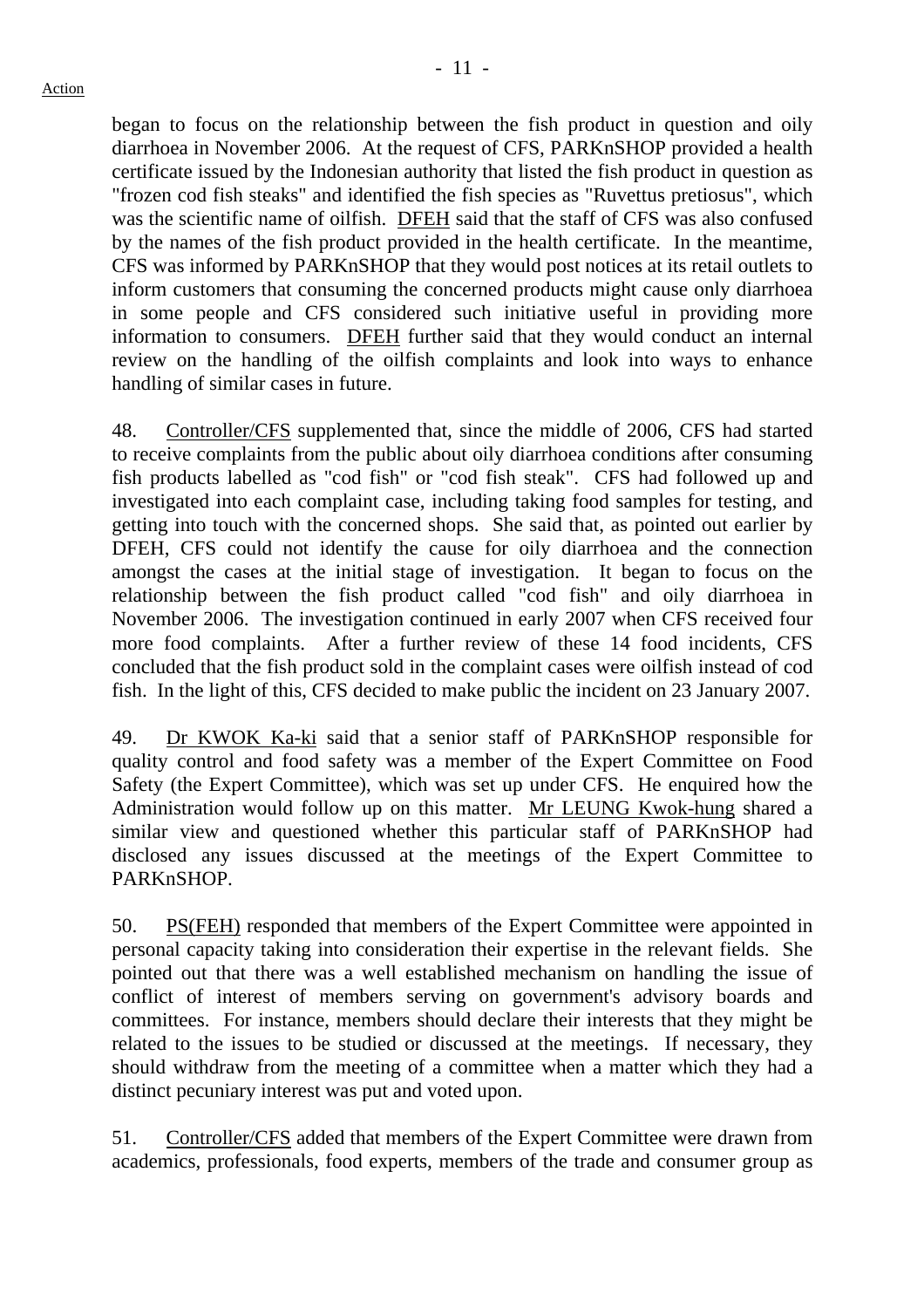began to focus on the relationship between the fish product in question and oily diarrhoea in November 2006. At the request of CFS, PARKnSHOP provided a health certificate issued by the Indonesian authority that listed the fish product in question as "frozen cod fish steaks" and identified the fish species as "Ruvettus pretiosus", which was the scientific name of oilfish. DFEH said that the staff of CFS was also confused by the names of the fish product provided in the health certificate. In the meantime, CFS was informed by PARKnSHOP that they would post notices at its retail outlets to inform customers that consuming the concerned products might cause only diarrhoea in some people and CFS considered such initiative useful in providing more information to consumers. DFEH further said that they would conduct an internal review on the handling of the oilfish complaints and look into ways to enhance handling of similar cases in future.

48. Controller/CFS supplemented that, since the middle of 2006, CFS had started to receive complaints from the public about oily diarrhoea conditions after consuming fish products labelled as "cod fish" or "cod fish steak". CFS had followed up and investigated into each complaint case, including taking food samples for testing, and getting into touch with the concerned shops. She said that, as pointed out earlier by DFEH, CFS could not identify the cause for oily diarrhoea and the connection amongst the cases at the initial stage of investigation. It began to focus on the relationship between the fish product called "cod fish" and oily diarrhoea in November 2006. The investigation continued in early 2007 when CFS received four more food complaints. After a further review of these 14 food incidents, CFS concluded that the fish product sold in the complaint cases were oilfish instead of cod fish. In the light of this, CFS decided to make public the incident on 23 January 2007.

49. Dr KWOK Ka-ki said that a senior staff of PARKnSHOP responsible for quality control and food safety was a member of the Expert Committee on Food Safety (the Expert Committee), which was set up under CFS. He enquired how the Administration would follow up on this matter. Mr LEUNG Kwok-hung shared a similar view and questioned whether this particular staff of PARKnSHOP had disclosed any issues discussed at the meetings of the Expert Committee to PARKnSHOP.

50. PS(FEH) responded that members of the Expert Committee were appointed in personal capacity taking into consideration their expertise in the relevant fields. She pointed out that there was a well established mechanism on handling the issue of conflict of interest of members serving on government's advisory boards and committees. For instance, members should declare their interests that they might be related to the issues to be studied or discussed at the meetings. If necessary, they should withdraw from the meeting of a committee when a matter which they had a distinct pecuniary interest was put and voted upon.

51. Controller/CFS added that members of the Expert Committee were drawn from academics, professionals, food experts, members of the trade and consumer group as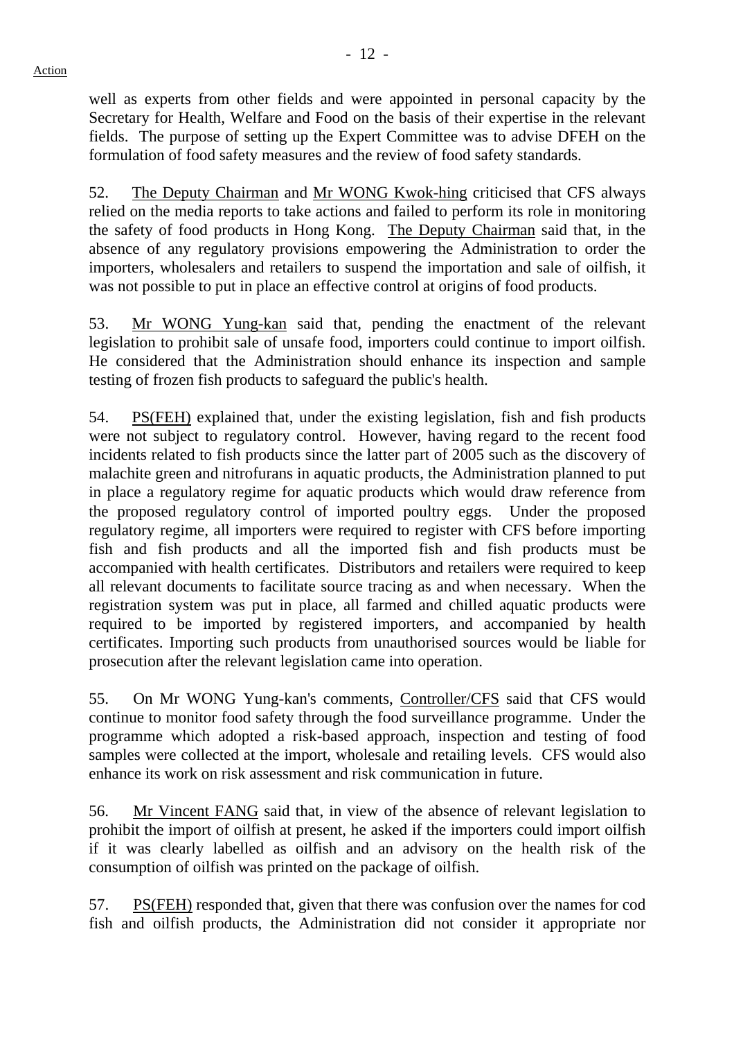well as experts from other fields and were appointed in personal capacity by the Secretary for Health, Welfare and Food on the basis of their expertise in the relevant fields. The purpose of setting up the Expert Committee was to advise DFEH on the formulation of food safety measures and the review of food safety standards.

52. The Deputy Chairman and Mr WONG Kwok-hing criticised that CFS always relied on the media reports to take actions and failed to perform its role in monitoring the safety of food products in Hong Kong. The Deputy Chairman said that, in the absence of any regulatory provisions empowering the Administration to order the importers, wholesalers and retailers to suspend the importation and sale of oilfish, it was not possible to put in place an effective control at origins of food products.

53. Mr WONG Yung-kan said that, pending the enactment of the relevant legislation to prohibit sale of unsafe food, importers could continue to import oilfish. He considered that the Administration should enhance its inspection and sample testing of frozen fish products to safeguard the public's health.

54. PS(FEH) explained that, under the existing legislation, fish and fish products were not subject to regulatory control. However, having regard to the recent food incidents related to fish products since the latter part of 2005 such as the discovery of malachite green and nitrofurans in aquatic products, the Administration planned to put in place a regulatory regime for aquatic products which would draw reference from the proposed regulatory control of imported poultry eggs. Under the proposed regulatory regime, all importers were required to register with CFS before importing fish and fish products and all the imported fish and fish products must be accompanied with health certificates. Distributors and retailers were required to keep all relevant documents to facilitate source tracing as and when necessary. When the registration system was put in place, all farmed and chilled aquatic products were required to be imported by registered importers, and accompanied by health certificates. Importing such products from unauthorised sources would be liable for prosecution after the relevant legislation came into operation.

55. On Mr WONG Yung-kan's comments, Controller/CFS said that CFS would continue to monitor food safety through the food surveillance programme. Under the programme which adopted a risk-based approach, inspection and testing of food samples were collected at the import, wholesale and retailing levels. CFS would also enhance its work on risk assessment and risk communication in future.

56. Mr Vincent FANG said that, in view of the absence of relevant legislation to prohibit the import of oilfish at present, he asked if the importers could import oilfish if it was clearly labelled as oilfish and an advisory on the health risk of the consumption of oilfish was printed on the package of oilfish.

57. PS(FEH) responded that, given that there was confusion over the names for cod fish and oilfish products, the Administration did not consider it appropriate nor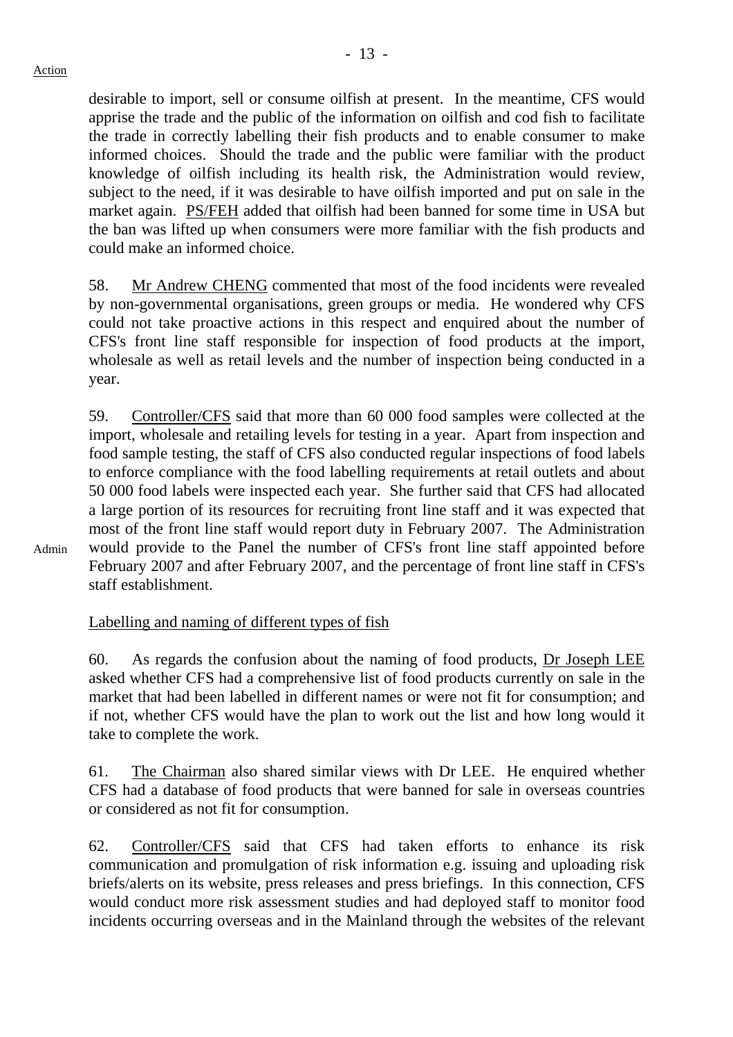desirable to import, sell or consume oilfish at present. In the meantime, CFS would apprise the trade and the public of the information on oilfish and cod fish to facilitate the trade in correctly labelling their fish products and to enable consumer to make informed choices. Should the trade and the public were familiar with the product knowledge of oilfish including its health risk, the Administration would review, subject to the need, if it was desirable to have oilfish imported and put on sale in the market again. PS/FEH added that oilfish had been banned for some time in USA but the ban was lifted up when consumers were more familiar with the fish products and could make an informed choice.

58. Mr Andrew CHENG commented that most of the food incidents were revealed by non-governmental organisations, green groups or media. He wondered why CFS could not take proactive actions in this respect and enquired about the number of CFS's front line staff responsible for inspection of food products at the import, wholesale as well as retail levels and the number of inspection being conducted in a year.

59. Controller/CFS said that more than 60 000 food samples were collected at the import, wholesale and retailing levels for testing in a year. Apart from inspection and food sample testing, the staff of CFS also conducted regular inspections of food labels to enforce compliance with the food labelling requirements at retail outlets and about 50 000 food labels were inspected each year. She further said that CFS had allocated a large portion of its resources for recruiting front line staff and it was expected that most of the front line staff would report duty in February 2007. The Administration would provide to the Panel the number of CFS's front line staff appointed before February 2007 and after February 2007, and the percentage of front line staff in CFS's staff establishment.

Admin

Labelling and naming of different types of fish

60. As regards the confusion about the naming of food products, Dr Joseph LEE asked whether CFS had a comprehensive list of food products currently on sale in the market that had been labelled in different names or were not fit for consumption; and if not, whether CFS would have the plan to work out the list and how long would it take to complete the work.

61. The Chairman also shared similar views with Dr LEE. He enquired whether CFS had a database of food products that were banned for sale in overseas countries or considered as not fit for consumption.

62. Controller/CFS said that CFS had taken efforts to enhance its risk communication and promulgation of risk information e.g. issuing and uploading risk briefs/alerts on its website, press releases and press briefings. In this connection, CFS would conduct more risk assessment studies and had deployed staff to monitor food incidents occurring overseas and in the Mainland through the websites of the relevant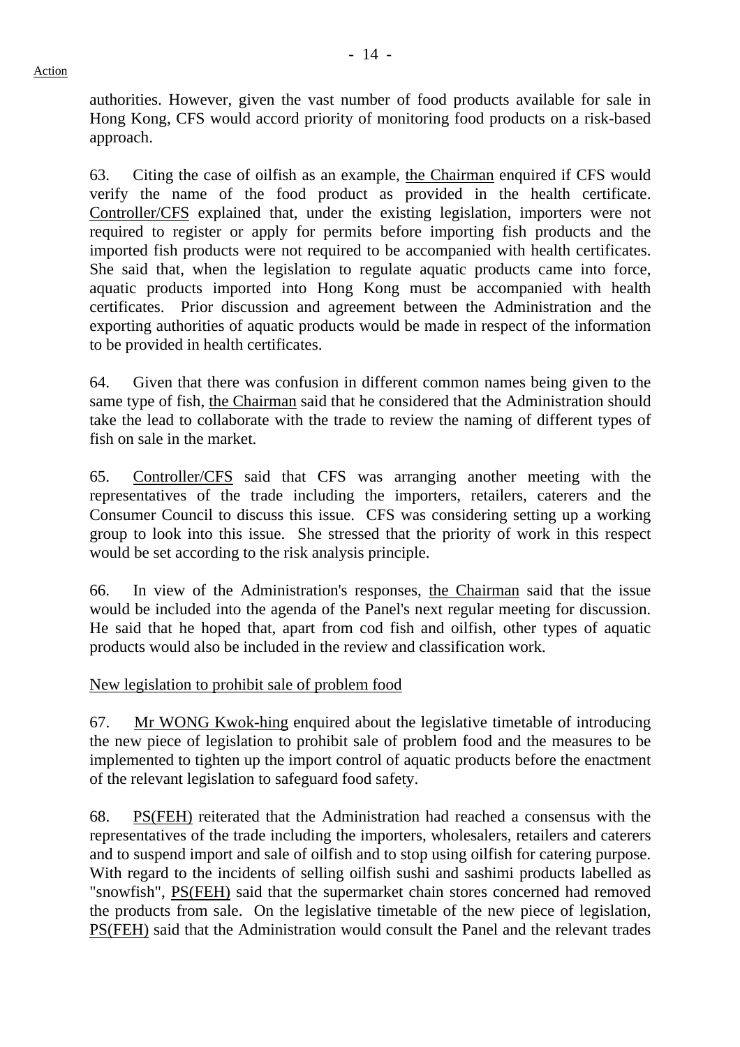authorities. However, given the vast number of food products available for sale in Hong Kong, CFS would accord priority of monitoring food products on a risk-based approach.

63. Citing the case of oilfish as an example, the Chairman enquired if CFS would verify the name of the food product as provided in the health certificate. Controller/CFS explained that, under the existing legislation, importers were not required to register or apply for permits before importing fish products and the imported fish products were not required to be accompanied with health certificates. She said that, when the legislation to regulate aquatic products came into force, aquatic products imported into Hong Kong must be accompanied with health certificates. Prior discussion and agreement between the Administration and the exporting authorities of aquatic products would be made in respect of the information to be provided in health certificates.

64. Given that there was confusion in different common names being given to the same type of fish, the Chairman said that he considered that the Administration should take the lead to collaborate with the trade to review the naming of different types of fish on sale in the market.

65. Controller/CFS said that CFS was arranging another meeting with the representatives of the trade including the importers, retailers, caterers and the Consumer Council to discuss this issue. CFS was considering setting up a working group to look into this issue. She stressed that the priority of work in this respect would be set according to the risk analysis principle.

66. In view of the Administration's responses, the Chairman said that the issue would be included into the agenda of the Panel's next regular meeting for discussion. He said that he hoped that, apart from cod fish and oilfish, other types of aquatic products would also be included in the review and classification work.

New legislation to prohibit sale of problem food

67. Mr WONG Kwok-hing enquired about the legislative timetable of introducing the new piece of legislation to prohibit sale of problem food and the measures to be implemented to tighten up the import control of aquatic products before the enactment of the relevant legislation to safeguard food safety.

68. PS(FEH) reiterated that the Administration had reached a consensus with the representatives of the trade including the importers, wholesalers, retailers and caterers and to suspend import and sale of oilfish and to stop using oilfish for catering purpose. With regard to the incidents of selling oilfish sushi and sashimi products labelled as "snowfish", PS(FEH) said that the supermarket chain stores concerned had removed the products from sale. On the legislative timetable of the new piece of legislation, PS(FEH) said that the Administration would consult the Panel and the relevant trades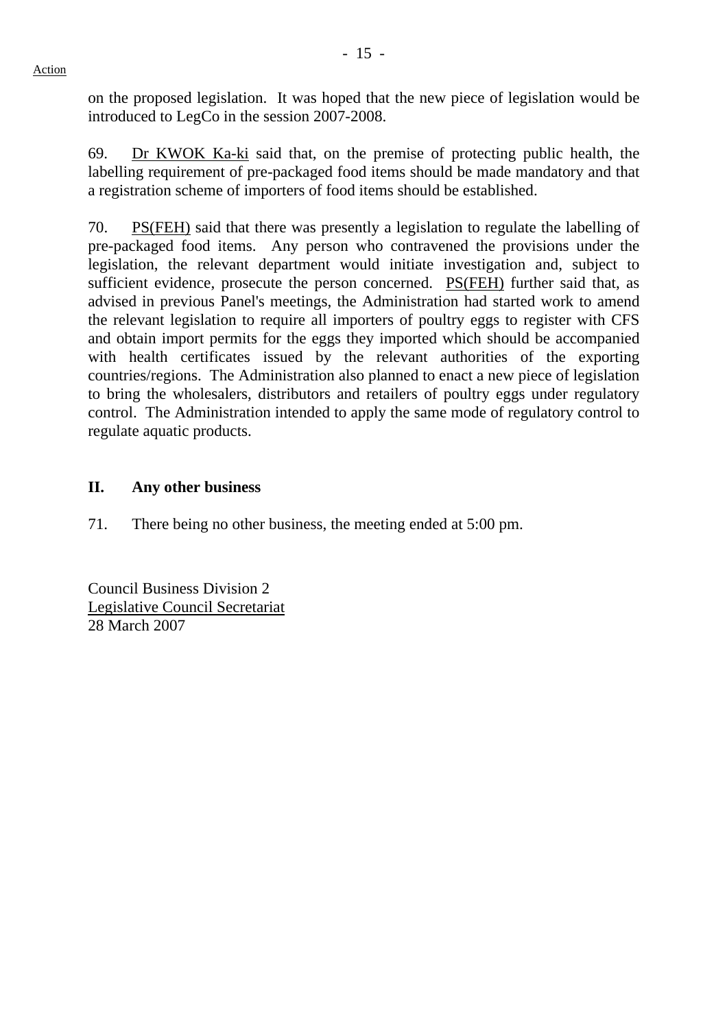on the proposed legislation. It was hoped that the new piece of legislation would be introduced to LegCo in the session 2007-2008.

69. Dr KWOK Ka-ki said that, on the premise of protecting public health, the labelling requirement of pre-packaged food items should be made mandatory and that a registration scheme of importers of food items should be established.

70. PS(FEH) said that there was presently a legislation to regulate the labelling of pre-packaged food items. Any person who contravened the provisions under the legislation, the relevant department would initiate investigation and, subject to sufficient evidence, prosecute the person concerned. PS(FEH) further said that, as advised in previous Panel's meetings, the Administration had started work to amend the relevant legislation to require all importers of poultry eggs to register with CFS and obtain import permits for the eggs they imported which should be accompanied with health certificates issued by the relevant authorities of the exporting countries/regions. The Administration also planned to enact a new piece of legislation to bring the wholesalers, distributors and retailers of poultry eggs under regulatory control. The Administration intended to apply the same mode of regulatory control to regulate aquatic products.

## II. Any other business

71. There being no other business, the meeting ended at 5:00 pm.

Council Business Division 2
Legislative Council Secretariat
28 March 2007